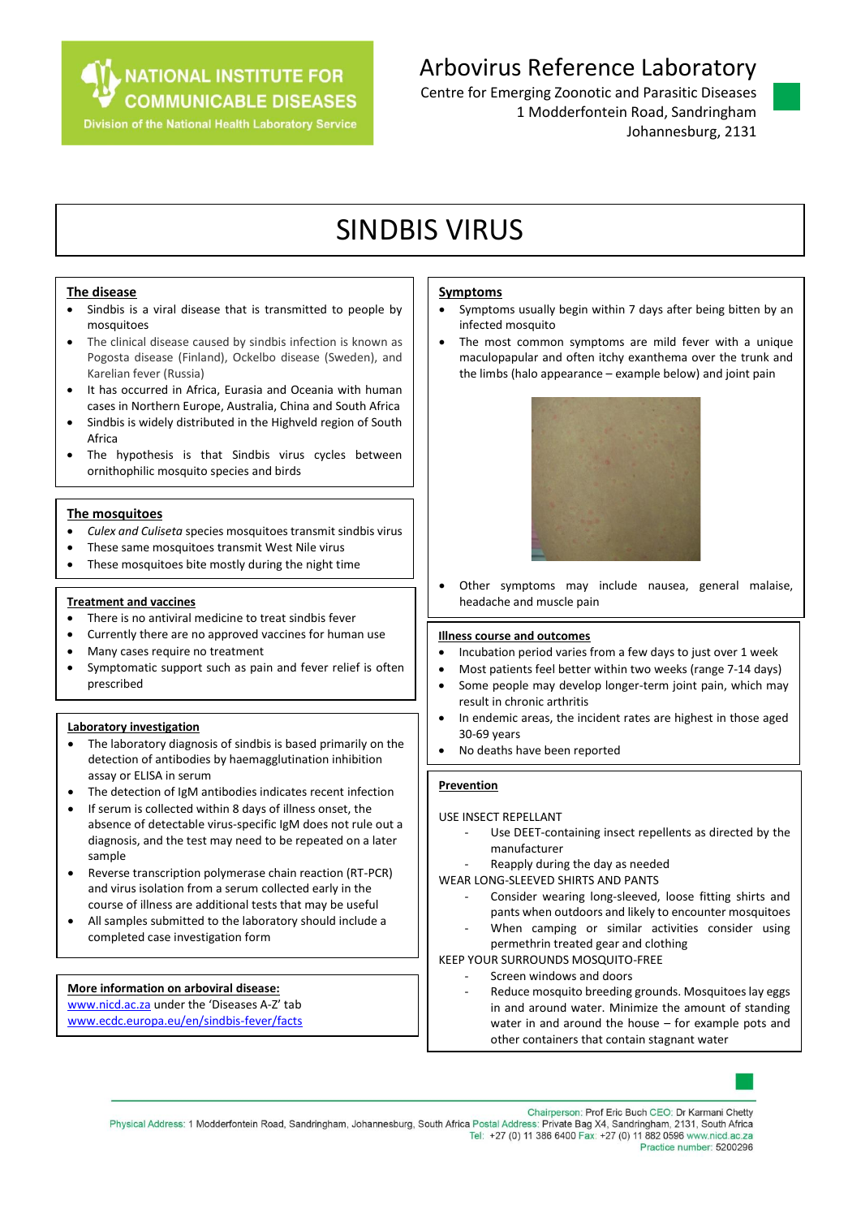NATIONAL INSTITUTE FOR COMMUNICABLE DISEASES
Division of the National Health Laboratory Service

# Arbovirus Reference Laboratory

Centre for Emerging Zoonotic and Parasitic Diseases
1 Modderfontein Road, Sandringham
Johannesburg, 2131

# SINDBIS VIRUS

## The disease

- Sindbis is a viral disease that is transmitted to people by mosquitoes
- The clinical disease caused by sindbis infection is known as Pogosta disease (Finland), Ockelbo disease (Sweden), and Karelian fever (Russia)
- It has occurred in Africa, Eurasia and Oceania with human cases in Northern Europe, Australia, China and South Africa
- Sindbis is widely distributed in the Highveld region of South Africa
- The hypothesis is that Sindbis virus cycles between ornithophilic mosquito species and birds

## The mosquitoes

- *Culex and Culiseta* species mosquitoes transmit sindbis virus
- These same mosquitoes transmit West Nile virus
- These mosquitoes bite mostly during the night time

## Treatment and vaccines

- There is no antiviral medicine to treat sindbis fever
- Currently there are no approved vaccines for human use
- Many cases require no treatment
- Symptomatic support such as pain and fever relief is often prescribed

## Laboratory investigation

- The laboratory diagnosis of sindbis is based primarily on the detection of antibodies by haemagglutination inhibition assay or ELISA in serum
- The detection of IgM antibodies indicates recent infection
- If serum is collected within 8 days of illness onset, the absence of detectable virus-specific IgM does not rule out a diagnosis, and the test may need to be repeated on a later sample
- Reverse transcription polymerase chain reaction (RT-PCR) and virus isolation from a serum collected early in the course of illness are additional tests that may be useful
- All samples submitted to the laboratory should include a completed case investigation form

## More information on arboviral disease:

www.nicd.ac.za under the 'Diseases A-Z' tab
www.ecdc.europa.eu/en/sindbis-fever/facts

## Symptoms

- Symptoms usually begin within 7 days after being bitten by an infected mosquito
- The most common symptoms are mild fever with a unique maculopapular and often itchy exanthema over the trunk and the limbs (halo appearance – example below) and joint pain
- Other symptoms may include nausea, general malaise, headache and muscle pain

## Illness course and outcomes

- Incubation period varies from a few days to just over 1 week
- Most patients feel better within two weeks (range 7-14 days)
- Some people may develop longer-term joint pain, which may result in chronic arthritis
- In endemic areas, the incident rates are highest in those aged 30-69 years
- No deaths have been reported

## Prevention

USE INSECT REPELLANT

- Use DEET-containing insect repellents as directed by the manufacturer
- Reapply during the day as needed

WEAR LONG-SLEEVED SHIRTS AND PANTS

- Consider wearing long-sleeved, loose fitting shirts and pants when outdoors and likely to encounter mosquitoes
- When camping or similar activities consider using permethrin treated gear and clothing

KEEP YOUR SURROUNDS MOSQUITO-FREE

- Screen windows and doors
- Reduce mosquito breeding grounds. Mosquitoes lay eggs in and around water. Minimize the amount of standing water in and around the house – for example pots and other containers that contain stagnant water

Chairperson: Prof Eric Buch CEO: Dr Karmani Chetty
Physical Address: 1 Modderfontein Road, Sandringham, Johannesburg, South Africa Postal Address: Private Bag X4, Sandringham, 2131, South Africa
Tel: +27 (0) 11 386 6400 Fax: +27 (0) 11 882 0596 www.nicd.ac.za
Practice number: 5200296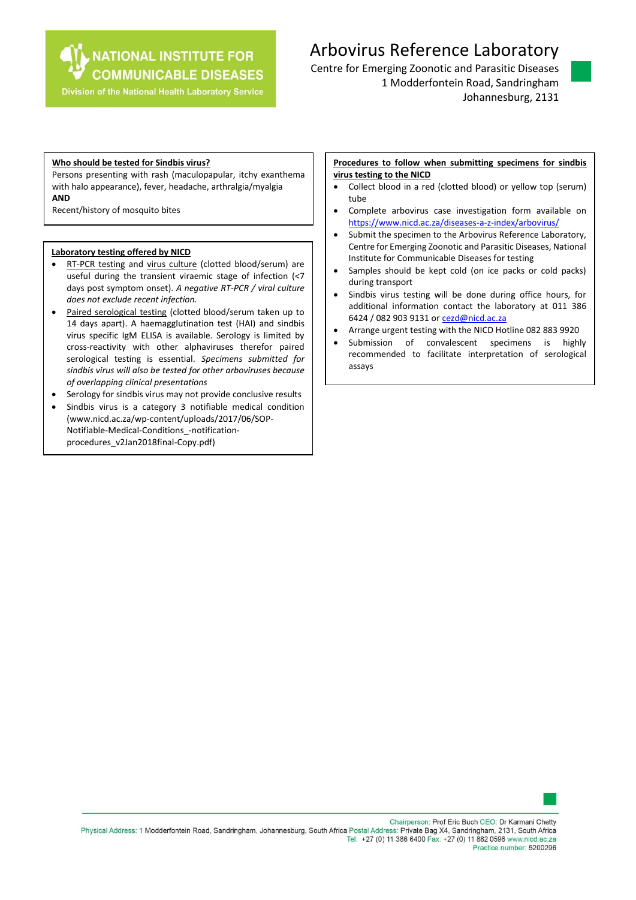# Arbovirus Reference Laboratory

Centre for Emerging Zoonotic and Parasitic Diseases
1 Modderfontein Road, Sandringham
Johannesburg, 2131

**Who should be tested for Sindbis virus?**

Persons presenting with rash (maculopapular, itchy exanthema with halo appearance), fever, headache, arthralgia/myalgia
**AND**
Recent/history of mosquito bites

**Laboratory testing offered by NICD**

- RT-PCR testing and virus culture (clotted blood/serum) are useful during the transient viraemic stage of infection (<7 days post symptom onset). *A negative RT-PCR / viral culture does not exclude recent infection.*
- Paired serological testing (clotted blood/serum taken up to 14 days apart). A haemagglutination test (HAI) and sindbis virus specific IgM ELISA is available. Serology is limited by cross-reactivity with other alphaviruses therefor paired serological testing is essential. *Specimens submitted for sindbis virus will also be tested for other arboviruses because of overlapping clinical presentations*
- Serology for sindbis virus may not provide conclusive results
- Sindbis virus is a category 3 notifiable medical condition (www.nicd.ac.za/wp-content/uploads/2017/06/SOP-Notifiable-Medical-Conditions_-notification-procedures_v2Jan2018final-Copy.pdf)

**Procedures to follow when submitting specimens for sindbis virus testing to the NICD**

- Collect blood in a red (clotted blood) or yellow top (serum) tube
- Complete arbovirus case investigation form available on https://www.nicd.ac.za/diseases-a-z-index/arbovirus/
- Submit the specimen to the Arbovirus Reference Laboratory, Centre for Emerging Zoonotic and Parasitic Diseases, National Institute for Communicable Diseases for testing
- Samples should be kept cold (on ice packs or cold packs) during transport
- Sindbis virus testing will be done during office hours, for additional information contact the laboratory at 011 386 6424 / 082 903 9131 or cezd@nicd.ac.za
- Arrange urgent testing with the NICD Hotline 082 883 9920
- Submission of convalescent specimens is highly recommended to facilitate interpretation of serological assays